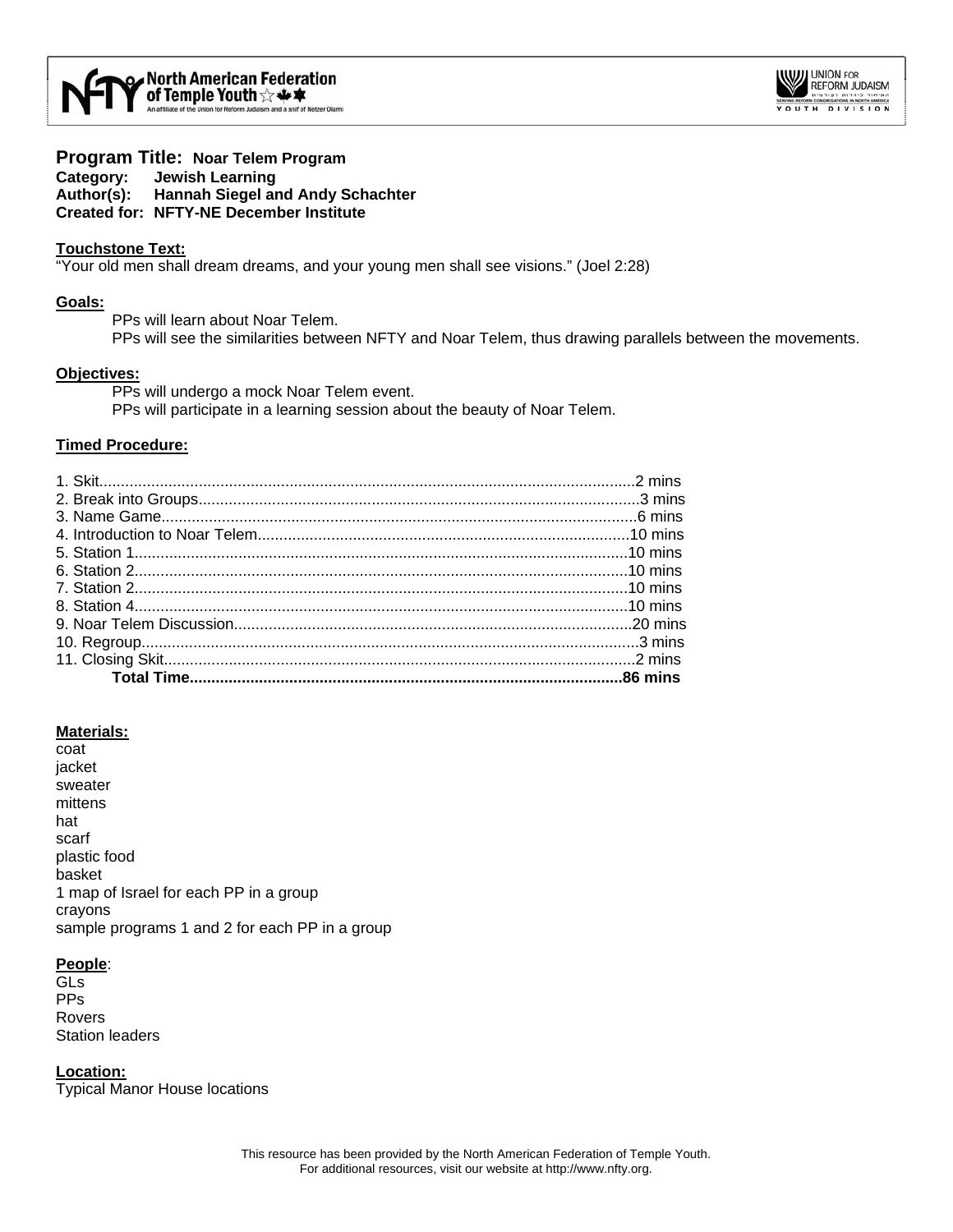**Program Title:** **Noar Telem Program**
**Category:** **Jewish Learning**
**Author(s):** **Hannah Siegel and Andy Schachter**
**Created for:** **NFTY-NE December Institute**

**Touchstone Text:**
"Your old men shall dream dreams, and your young men shall see visions." (Joel 2:28)

**Goals:**

PPs will learn about Noar Telem.
PPs will see the similarities between NFTY and Noar Telem, thus drawing parallels between the movements.

**Objectives:**

PPs will undergo a mock Noar Telem event.
PPs will participate in a learning session about the beauty of Noar Telem.

**Timed Procedure:**

1. Skit....................2 mins
2. Break into Groups....................3 mins
3. Name Game....................6 mins
4. Introduction to Noar Telem....................10 mins
5. Station 1....................10 mins
6. Station 2....................10 mins
7. Station 2....................10 mins
8. Station 4....................10 mins
9. Noar Telem Discussion....................20 mins
10. Regroup....................3 mins
11. Closing Skit....................2 mins

**Total Time....................86 mins**

**Materials:**
coat
jacket
sweater
mittens
hat
scarf
plastic food
basket
1 map of Israel for each PP in a group
crayons
sample programs 1 and 2 for each PP in a group

**People**:
GLs
PPs
Rovers
Station leaders

**Location:**
Typical Manor House locations

This resource has been provided by the North American Federation of Temple Youth.
For additional resources, visit our website at http://www.nfty.org.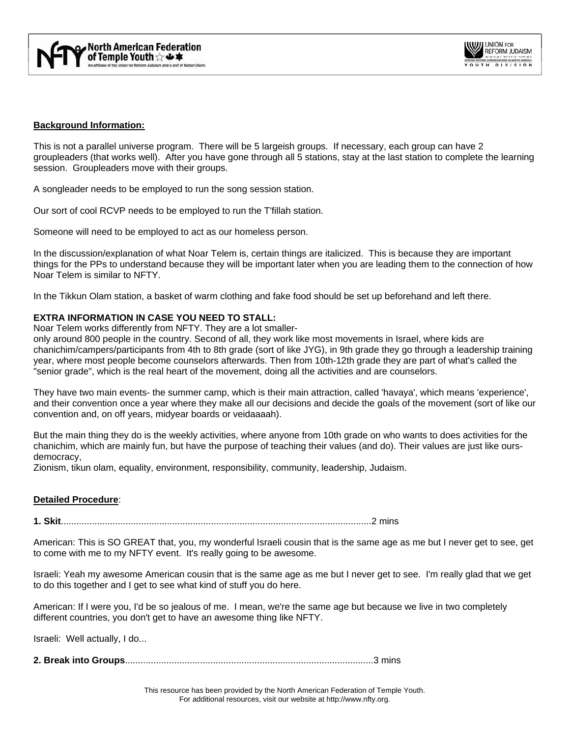**Background Information:**

This is not a parallel universe program. There will be 5 largeish groups. If necessary, each group can have 2 groupleaders (that works well). After you have gone through all 5 stations, stay at the last station to complete the learning session. Groupleaders move with their groups.

A songleader needs to be employed to run the song session station.

Our sort of cool RCVP needs to be employed to run the T'fillah station.

Someone will need to be employed to act as our homeless person.

In the discussion/explanation of what Noar Telem is, certain things are italicized. This is because they are important things for the PPs to understand because they will be important later when you are leading them to the connection of how Noar Telem is similar to NFTY.

In the Tikkun Olam station, a basket of warm clothing and fake food should be set up beforehand and left there.

**EXTRA INFORMATION IN CASE YOU NEED TO STALL:**

Noar Telem works differently from NFTY. They are a lot smaller-
only around 800 people in the country. Second of all, they work like most movements in Israel, where kids are chanichim/campers/participants from 4th to 8th grade (sort of like JYG), in 9th grade they go through a leadership training year, where most people become counselors afterwards. Then from 10th-12th grade they are part of what's called the "senior grade", which is the real heart of the movement, doing all the activities and are counselors.

They have two main events- the summer camp, which is their main attraction, called 'havaya', which means 'experience', and their convention once a year where they make all our decisions and decide the goals of the movement (sort of like our convention and, on off years, midyear boards or veidaaaah).

But the main thing they do is the weekly activities, where anyone from 10th grade on who wants to does activities for the chanichim, which are mainly fun, but have the purpose of teaching their values (and do). Their values are just like ours- democracy,
Zionism, tikun olam, equality, environment, responsibility, community, leadership, Judaism.

**Detailed Procedure**:

**1. Skit**.........................................................................................................................2 mins

American: This is SO GREAT that, you, my wonderful Israeli cousin that is the same age as me but I never get to see, get to come with me to my NFTY event. It's really going to be awesome.

Israeli: Yeah my awesome American cousin that is the same age as me but I never get to see. I'm really glad that we get to do this together and I get to see what kind of stuff you do here.

American: If I were you, I'd be so jealous of me. I mean, we're the same age but because we live in two completely different countries, you don't get to have an awesome thing like NFTY.

Israeli: Well actually, I do...

**2. Break into Groups**................................................................................................3 mins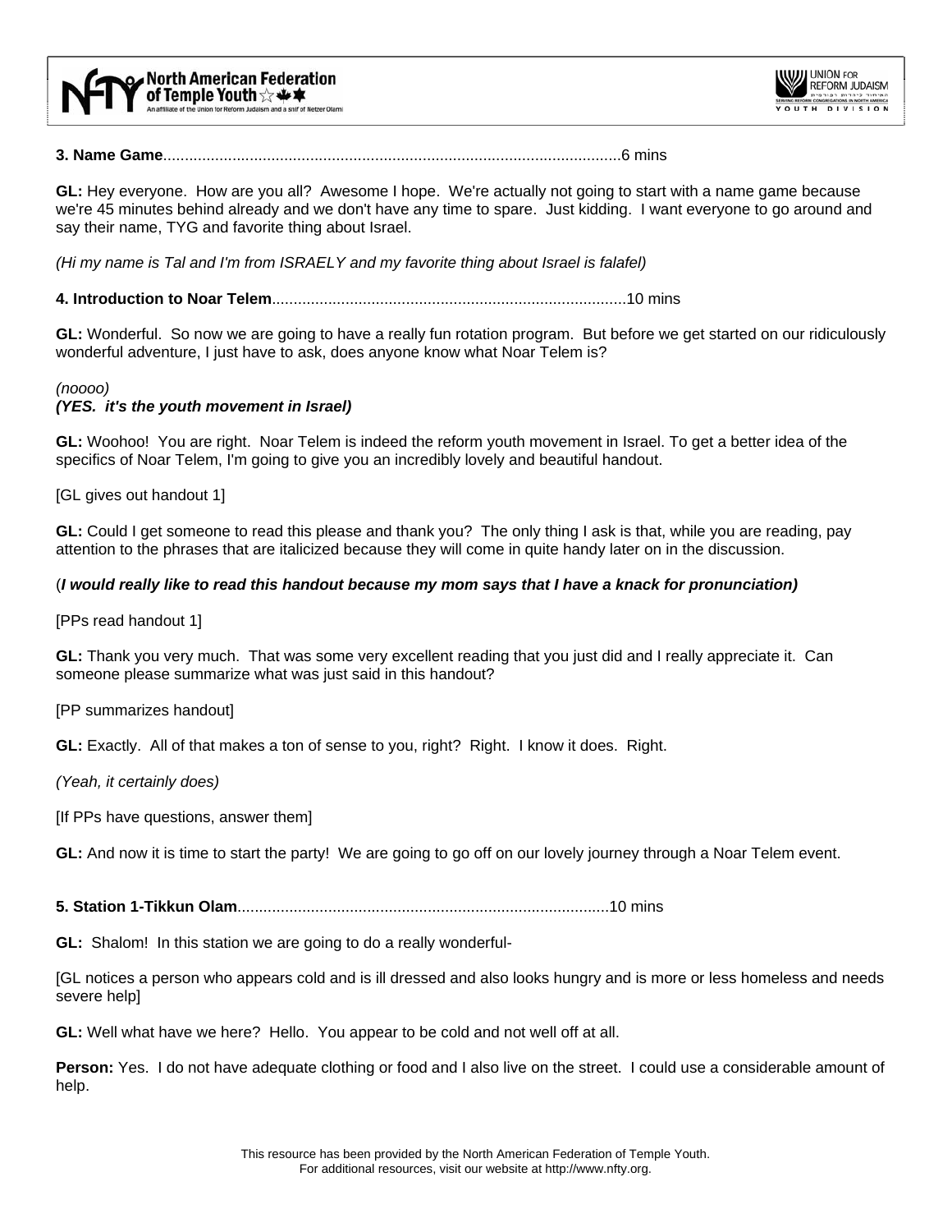**3. Name Game**..........................................................................................................6 mins

**GL:** Hey everyone. How are you all? Awesome I hope. We're actually not going to start with a name game because we're 45 minutes behind already and we don't have any time to spare. Just kidding. I want everyone to go around and say their name, TYG and favorite thing about Israel.

*(Hi my name is Tal and I'm from ISRAELY and my favorite thing about Israel is falafel)*

**4. Introduction to Noar Telem**..................................................................................10 mins

**GL:** Wonderful. So now we are going to have a really fun rotation program. But before we get started on our ridiculously wonderful adventure, I just have to ask, does anyone know what Noar Telem is?

*(noooo)*
***(YES. it's the youth movement in Israel)***

**GL:** Woohoo! You are right. Noar Telem is indeed the reform youth movement in Israel. To get a better idea of the specifics of Noar Telem, I'm going to give you an incredibly lovely and beautiful handout.

[GL gives out handout 1]

**GL:** Could I get someone to read this please and thank you? The only thing I ask is that, while you are reading, pay attention to the phrases that are italicized because they will come in quite handy later on in the discussion.

(***I would really like to read this handout because my mom says that I have a knack for pronunciation)***

[PPs read handout 1]

**GL:** Thank you very much. That was some very excellent reading that you just did and I really appreciate it. Can someone please summarize what was just said in this handout?

[PP summarizes handout]

**GL:** Exactly. All of that makes a ton of sense to you, right? Right. I know it does. Right.

*(Yeah, it certainly does)*

[If PPs have questions, answer them]

**GL:** And now it is time to start the party! We are going to go off on our lovely journey through a Noar Telem event.

**5. Station 1-Tikkun Olam**......................................................................................10 mins

**GL:** Shalom! In this station we are going to do a really wonderful-

[GL notices a person who appears cold and is ill dressed and also looks hungry and is more or less homeless and needs severe help]

**GL:** Well what have we here? Hello. You appear to be cold and not well off at all.

**Person:** Yes. I do not have adequate clothing or food and I also live on the street. I could use a considerable amount of help.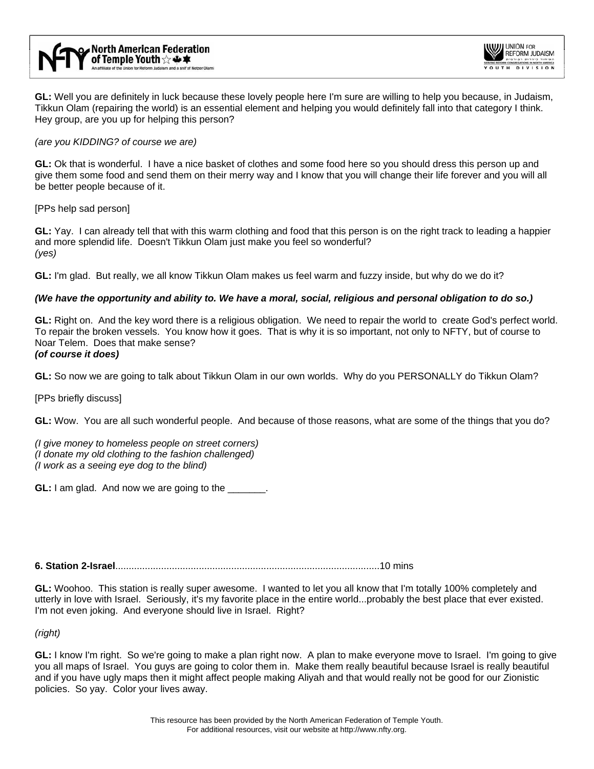**GL:** Well you are definitely in luck because these lovely people here I'm sure are willing to help you because, in Judaism, Tikkun Olam (repairing the world) is an essential element and helping you would definitely fall into that category I think. Hey group, are you up for helping this person?

*(are you KIDDING? of course we are)*

**GL:** Ok that is wonderful. I have a nice basket of clothes and some food here so you should dress this person up and give them some food and send them on their merry way and I know that you will change their life forever and you will all be better people because of it.

[PPs help sad person]

**GL:** Yay. I can already tell that with this warm clothing and food that this person is on the right track to leading a happier and more splendid life. Doesn't Tikkun Olam just make you feel so wonderful?
*(yes)*

**GL:** I'm glad. But really, we all know Tikkun Olam makes us feel warm and fuzzy inside, but why do we do it?

***(We have the opportunity and ability to. We have a moral, social, religious and personal obligation to do so.)***

**GL:** Right on. And the key word there is a religious obligation. We need to repair the world to create God's perfect world. To repair the broken vessels. You know how it goes. That is why it is so important, not only to NFTY, but of course to Noar Telem. Does that make sense?
***(of course it does)***

**GL:** So now we are going to talk about Tikkun Olam in our own worlds. Why do you PERSONALLY do Tikkun Olam?

[PPs briefly discuss]

**GL:** Wow. You are all such wonderful people. And because of those reasons, what are some of the things that you do?

*(I give money to homeless people on street corners)*
*(I donate my old clothing to the fashion challenged)*
*(I work as a seeing eye dog to the blind)*

**GL:** I am glad. And now we are going to the _______.

**6. Station 2-Israel**..................................................................................................10 mins

**GL:** Woohoo. This station is really super awesome. I wanted to let you all know that I'm totally 100% completely and utterly in love with Israel. Seriously, it's my favorite place in the entire world...probably the best place that ever existed. I'm not even joking. And everyone should live in Israel. Right?

*(right)*

**GL:** I know I'm right. So we're going to make a plan right now. A plan to make everyone move to Israel. I'm going to give you all maps of Israel. You guys are going to color them in. Make them really beautiful because Israel is really beautiful and if you have ugly maps then it might affect people making Aliyah and that would really not be good for our Zionistic policies. So yay. Color your lives away.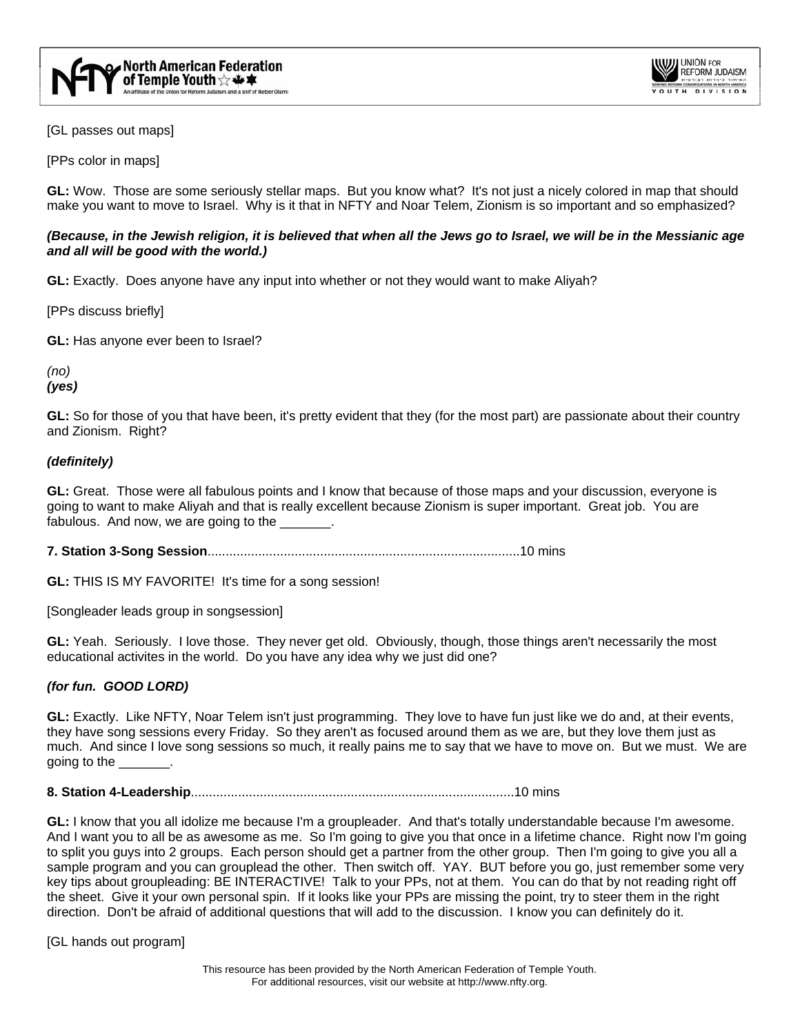[GL passes out maps]

[PPs color in maps]

**GL:** Wow. Those are some seriously stellar maps. But you know what? It's not just a nicely colored in map that should make you want to move to Israel. Why is it that in NFTY and Noar Telem, Zionism is so important and so emphasized?

***(Because, in the Jewish religion, it is believed that when all the Jews go to Israel, we will be in the Messianic age and all will be good with the world.)***

**GL:** Exactly. Does anyone have any input into whether or not they would want to make Aliyah?

[PPs discuss briefly]

**GL:** Has anyone ever been to Israel?

*(no)*
***(yes)***

**GL:** So for those of you that have been, it's pretty evident that they (for the most part) are passionate about their country and Zionism. Right?

***(definitely)***

**GL:** Great. Those were all fabulous points and I know that because of those maps and your discussion, everyone is going to want to make Aliyah and that is really excellent because Zionism is super important. Great job. You are fabulous. And now, we are going to the _______.

**7. Station 3-Song Session**......................................................................................10 mins

**GL:** THIS IS MY FAVORITE! It's time for a song session!

[Songleader leads group in songsession]

**GL:** Yeah. Seriously. I love those. They never get old. Obviously, though, those things aren't necessarily the most educational activites in the world. Do you have any idea why we just did one?

***(for fun. GOOD LORD)***

**GL:** Exactly. Like NFTY, Noar Telem isn't just programming. They love to have fun just like we do and, at their events, they have song sessions every Friday. So they aren't as focused around them as we are, but they love them just as much. And since I love song sessions so much, it really pains me to say that we have to move on. But we must. We are going to the _______.

**8. Station 4-Leadership**.........................................................................................10 mins

**GL:** I know that you all idolize me because I'm a groupleader. And that's totally understandable because I'm awesome. And I want you to all be as awesome as me. So I'm going to give you that once in a lifetime chance. Right now I'm going to split you guys into 2 groups. Each person should get a partner from the other group. Then I'm going to give you all a sample program and you can grouplead the other. Then switch off. YAY. BUT before you go, just remember some very key tips about groupleading: BE INTERACTIVE! Talk to your PPs, not at them. You can do that by not reading right off the sheet. Give it your own personal spin. If it looks like your PPs are missing the point, try to steer them in the right direction. Don't be afraid of additional questions that will add to the discussion. I know you can definitely do it.

[GL hands out program]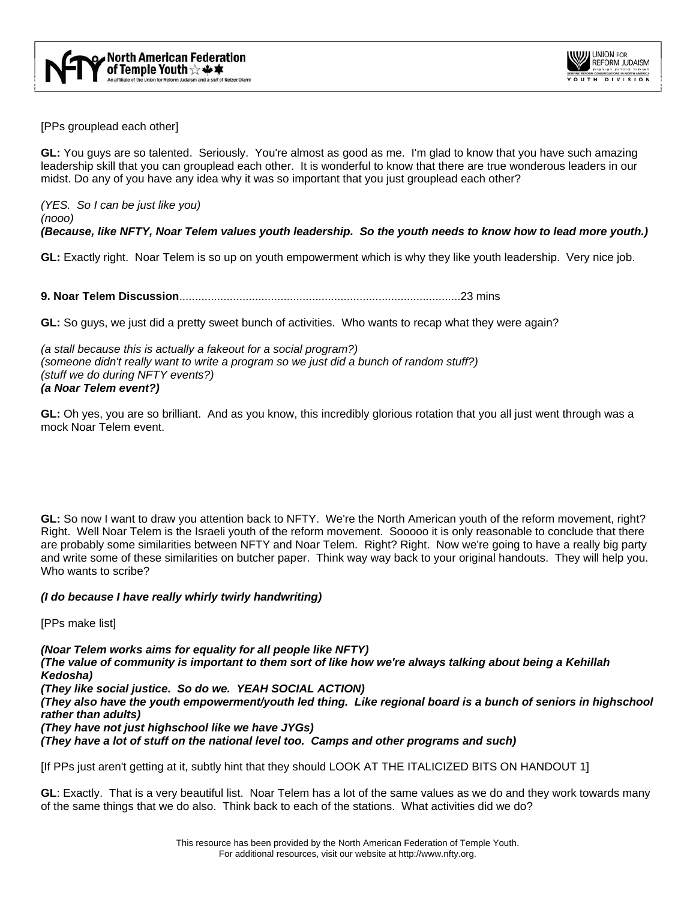[PPs grouplead each other]

**GL:** You guys are so talented. Seriously. You're almost as good as me. I'm glad to know that you have such amazing leadership skill that you can grouplead each other. It is wonderful to know that there are true wonderous leaders in our midst. Do any of you have any idea why it was so important that you just grouplead each other?

*(YES. So I can be just like you)*
*(nooo)*
***(Because, like NFTY, Noar Telem values youth leadership. So the youth needs to know how to lead more youth.)***

**GL:** Exactly right. Noar Telem is so up on youth empowerment which is why they like youth leadership. Very nice job.

**9. Noar Telem Discussion**........................................................................................23 mins

**GL:** So guys, we just did a pretty sweet bunch of activities. Who wants to recap what they were again?

*(a stall because this is actually a fakeout for a social program?)*
*(someone didn't really want to write a program so we just did a bunch of random stuff?)*
*(stuff we do during NFTY events?)*
***(a Noar Telem event?)***

**GL:** Oh yes, you are so brilliant. And as you know, this incredibly glorious rotation that you all just went through was a mock Noar Telem event.

**GL:** So now I want to draw you attention back to NFTY. We're the North American youth of the reform movement, right? Right. Well Noar Telem is the Israeli youth of the reform movement. Sooooo it is only reasonable to conclude that there are probably some similarities between NFTY and Noar Telem. Right? Right. Now we're going to have a really big party and write some of these similarities on butcher paper. Think way way back to your original handouts. They will help you. Who wants to scribe?

***(I do because I have really whirly twirly handwriting)***

[PPs make list]

***(Noar Telem works aims for equality for all people like NFTY)***
***(The value of community is important to them sort of like how we're always talking about being a Kehillah Kedosha)***
***(They like social justice. So do we. YEAH SOCIAL ACTION)***
***(They also have the youth empowerment/youth led thing. Like regional board is a bunch of seniors in highschool rather than adults)***
***(They have not just highschool like we have JYGs)***
***(They have a lot of stuff on the national level too. Camps and other programs and such)***

[If PPs just aren't getting at it, subtly hint that they should LOOK AT THE ITALICIZED BITS ON HANDOUT 1]

**GL**: Exactly. That is a very beautiful list. Noar Telem has a lot of the same values as we do and they work towards many of the same things that we do also. Think back to each of the stations. What activities did we do?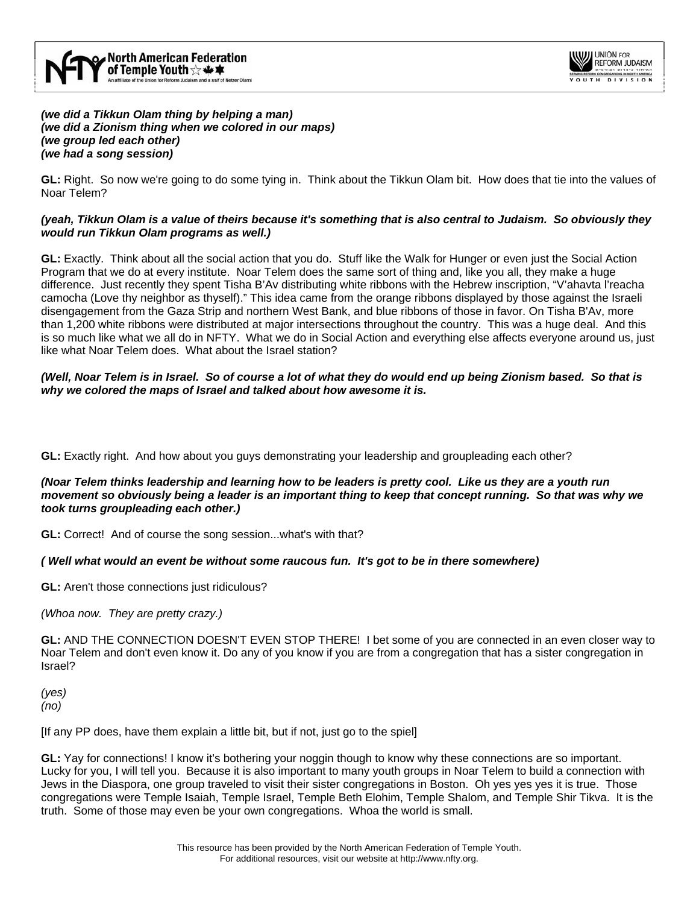***(we did a Tikkun Olam thing by helping a man)***
***(we did a Zionism thing when we colored in our maps)***
***(we group led each other)***
***(we had a song session)***

**GL:** Right. So now we're going to do some tying in. Think about the Tikkun Olam bit. How does that tie into the values of Noar Telem?

***(yeah, Tikkun Olam is a value of theirs because it's something that is also central to Judaism. So obviously they would run Tikkun Olam programs as well.)***

**GL:** Exactly. Think about all the social action that you do. Stuff like the Walk for Hunger or even just the Social Action Program that we do at every institute. Noar Telem does the same sort of thing and, like you all, they make a huge difference. Just recently they spent Tisha B'Av distributing white ribbons with the Hebrew inscription, "V'ahavta l'reacha camocha (Love thy neighbor as thyself)." This idea came from the orange ribbons displayed by those against the Israeli disengagement from the Gaza Strip and northern West Bank, and blue ribbons of those in favor. On Tisha B'Av, more than 1,200 white ribbons were distributed at major intersections throughout the country. This was a huge deal. And this is so much like what we all do in NFTY. What we do in Social Action and everything else affects everyone around us, just like what Noar Telem does. What about the Israel station?

***(Well, Noar Telem is in Israel. So of course a lot of what they do would end up being Zionism based. So that is why we colored the maps of Israel and talked about how awesome it is.***

**GL:** Exactly right. And how about you guys demonstrating your leadership and groupleading each other?

***(Noar Telem thinks leadership and learning how to be leaders is pretty cool. Like us they are a youth run movement so obviously being a leader is an important thing to keep that concept running. So that was why we took turns groupleading each other.)***

**GL:** Correct! And of course the song session...what's with that?

***( Well what would an event be without some raucous fun. It's got to be in there somewhere)***

**GL:** Aren't those connections just ridiculous?

*(Whoa now. They are pretty crazy.)*

**GL:** AND THE CONNECTION DOESN'T EVEN STOP THERE! I bet some of you are connected in an even closer way to Noar Telem and don't even know it. Do any of you know if you are from a congregation that has a sister congregation in Israel?

*(yes)*
*(no)*

[If any PP does, have them explain a little bit, but if not, just go to the spiel]

**GL:** Yay for connections! I know it's bothering your noggin though to know why these connections are so important. Lucky for you, I will tell you. Because it is also important to many youth groups in Noar Telem to build a connection with Jews in the Diaspora, one group traveled to visit their sister congregations in Boston. Oh yes yes yes it is true. Those congregations were Temple Isaiah, Temple Israel, Temple Beth Elohim, Temple Shalom, and Temple Shir Tikva. It is the truth. Some of those may even be your own congregations. Whoa the world is small.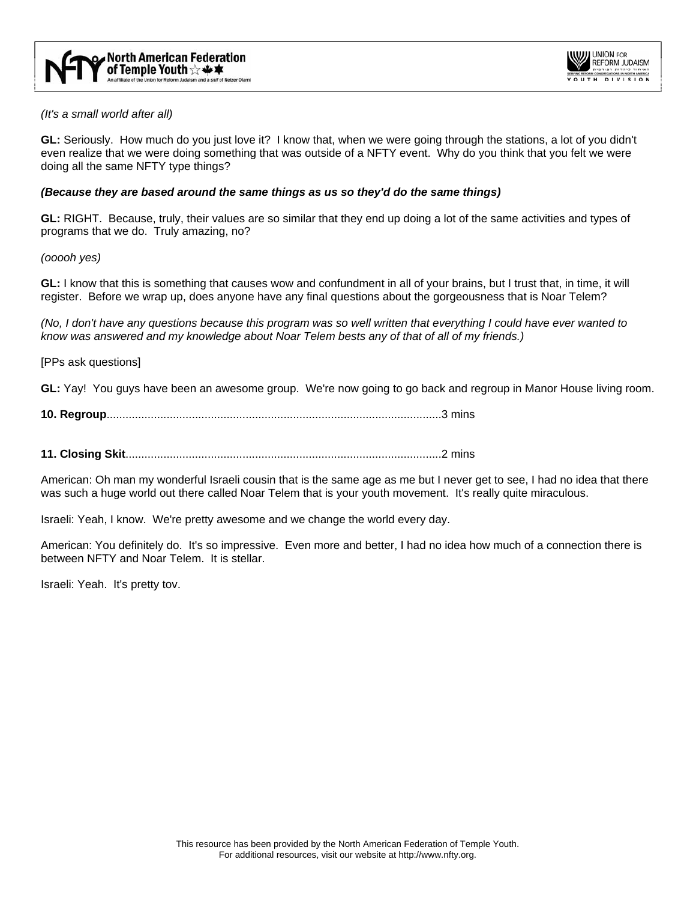*(It's a small world after all)*

**GL:** Seriously. How much do you just love it? I know that, when we were going through the stations, a lot of you didn't even realize that we were doing something that was outside of a NFTY event. Why do you think that you felt we were doing all the same NFTY type things?

***(Because they are based around the same things as us so they'd do the same things)***

**GL:** RIGHT. Because, truly, their values are so similar that they end up doing a lot of the same activities and types of programs that we do. Truly amazing, no?

*(ooooh yes)*

**GL:** I know that this is something that causes wow and confundment in all of your brains, but I trust that, in time, it will register. Before we wrap up, does anyone have any final questions about the gorgeousness that is Noar Telem?

*(No, I don't have any questions because this program was so well written that everything I could have ever wanted to know was answered and my knowledge about Noar Telem bests any of that of all of my friends.)*

[PPs ask questions]

**GL:** Yay! You guys have been an awesome group. We're now going to go back and regroup in Manor House living room.

**10. Regroup**..........................................................................................................3 mins

**11. Closing Skit**....................................................................................................2 mins

American: Oh man my wonderful Israeli cousin that is the same age as me but I never get to see, I had no idea that there was such a huge world out there called Noar Telem that is your youth movement. It's really quite miraculous.

Israeli: Yeah, I know. We're pretty awesome and we change the world every day.

American: You definitely do. It's so impressive. Even more and better, I had no idea how much of a connection there is between NFTY and Noar Telem. It is stellar.

Israeli: Yeah. It's pretty tov.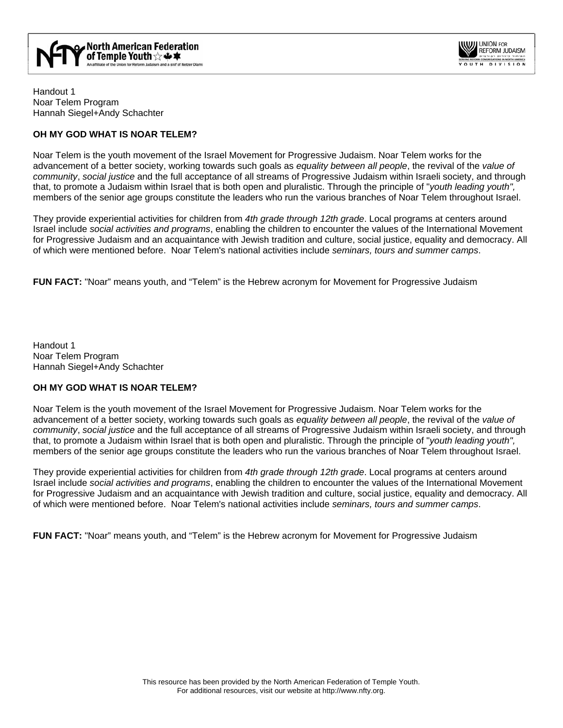Handout 1
Noar Telem Program
Hannah Siegel+Andy Schachter

**OH MY GOD WHAT IS NOAR TELEM?**

Noar Telem is the youth movement of the Israel Movement for Progressive Judaism. Noar Telem works for the advancement of a better society, working towards such goals as *equality between all people*, the revival of the *value of community*, *social justice* and the full acceptance of all streams of Progressive Judaism within Israeli society, and through that, to promote a Judaism within Israel that is both open and pluralistic. Through the principle of "*youth leading youth",* members of the senior age groups constitute the leaders who run the various branches of Noar Telem throughout Israel.

They provide experiential activities for children from *4th grade through 12th grade*. Local programs at centers around Israel include *social activities and programs*, enabling the children to encounter the values of the International Movement for Progressive Judaism and an acquaintance with Jewish tradition and culture, social justice, equality and democracy. All of which were mentioned before. Noar Telem's national activities include *seminars, tours and summer camps*.

**FUN FACT:** "Noar" means youth, and "Telem" is the Hebrew acronym for Movement for Progressive Judaism

Handout 1
Noar Telem Program
Hannah Siegel+Andy Schachter

**OH MY GOD WHAT IS NOAR TELEM?**

Noar Telem is the youth movement of the Israel Movement for Progressive Judaism. Noar Telem works for the advancement of a better society, working towards such goals as *equality between all people*, the revival of the *value of community*, *social justice* and the full acceptance of all streams of Progressive Judaism within Israeli society, and through that, to promote a Judaism within Israel that is both open and pluralistic. Through the principle of "*youth leading youth",* members of the senior age groups constitute the leaders who run the various branches of Noar Telem throughout Israel.

They provide experiential activities for children from *4th grade through 12th grade*. Local programs at centers around Israel include *social activities and programs*, enabling the children to encounter the values of the International Movement for Progressive Judaism and an acquaintance with Jewish tradition and culture, social justice, equality and democracy. All of which were mentioned before. Noar Telem's national activities include *seminars, tours and summer camps*.

**FUN FACT:** "Noar" means youth, and "Telem" is the Hebrew acronym for Movement for Progressive Judaism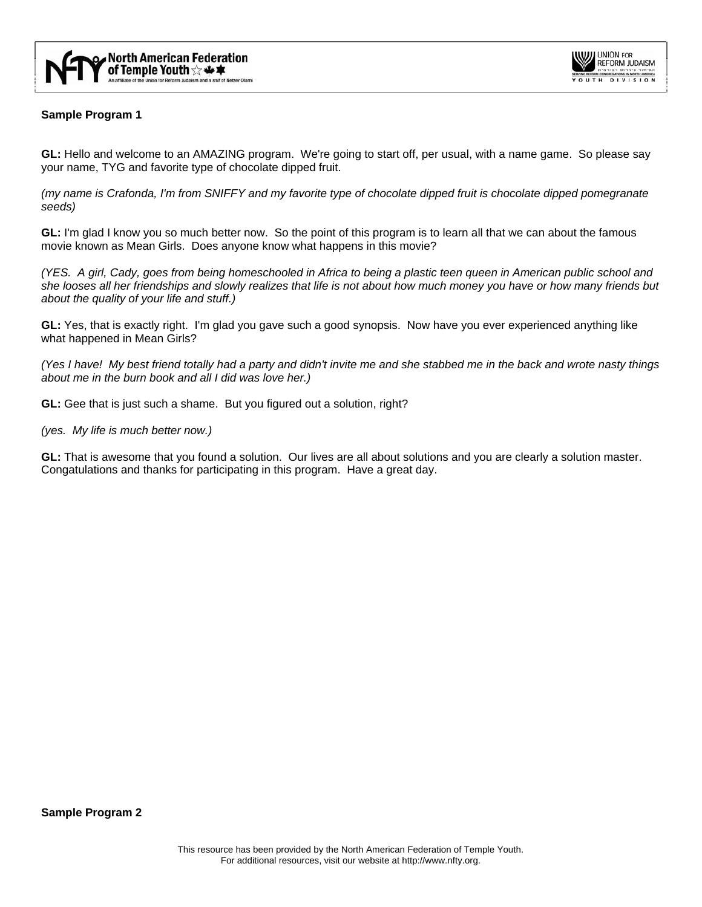**Sample Program 1**

**GL:** Hello and welcome to an AMAZING program. We're going to start off, per usual, with a name game. So please say your name, TYG and favorite type of chocolate dipped fruit.

*(my name is Crafonda, I'm from SNIFFY and my favorite type of chocolate dipped fruit is chocolate dipped pomegranate seeds)*

**GL:** I'm glad I know you so much better now. So the point of this program is to learn all that we can about the famous movie known as Mean Girls. Does anyone know what happens in this movie?

*(YES. A girl, Cady, goes from being homeschooled in Africa to being a plastic teen queen in American public school and she looses all her friendships and slowly realizes that life is not about how much money you have or how many friends but about the quality of your life and stuff.)*

**GL:** Yes, that is exactly right. I'm glad you gave such a good synopsis. Now have you ever experienced anything like what happened in Mean Girls?

*(Yes I have! My best friend totally had a party and didn't invite me and she stabbed me in the back and wrote nasty things about me in the burn book and all I did was love her.)*

**GL:** Gee that is just such a shame. But you figured out a solution, right?

*(yes. My life is much better now.)*

**GL:** That is awesome that you found a solution. Our lives are all about solutions and you are clearly a solution master. Congatulations and thanks for participating in this program. Have a great day.

**Sample Program 2**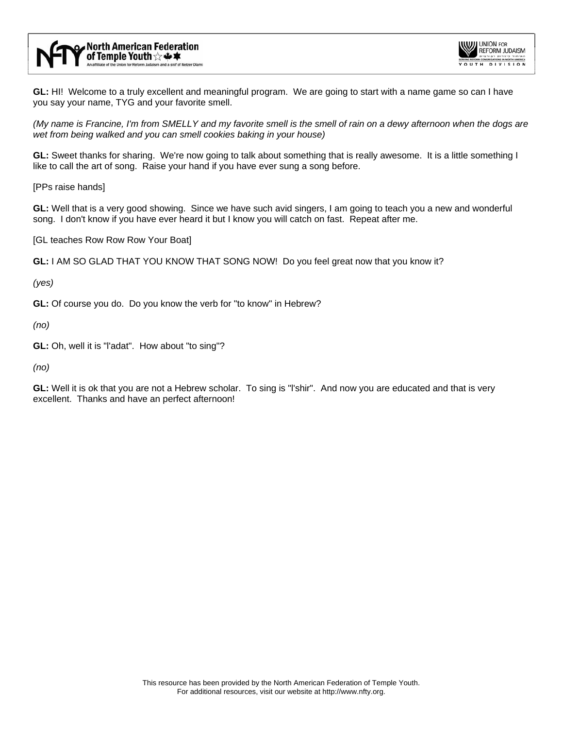**GL:** HI! Welcome to a truly excellent and meaningful program. We are going to start with a name game so can I have you say your name, TYG and your favorite smell.

*(My name is Francine, I'm from SMELLY and my favorite smell is the smell of rain on a dewy afternoon when the dogs are wet from being walked and you can smell cookies baking in your house)*

**GL:** Sweet thanks for sharing. We're now going to talk about something that is really awesome. It is a little something I like to call the art of song. Raise your hand if you have ever sung a song before.

[PPs raise hands]

**GL:** Well that is a very good showing. Since we have such avid singers, I am going to teach you a new and wonderful song. I don't know if you have ever heard it but I know you will catch on fast. Repeat after me.

[GL teaches Row Row Row Your Boat]

**GL:** I AM SO GLAD THAT YOU KNOW THAT SONG NOW! Do you feel great now that you know it?

*(yes)*

**GL:** Of course you do. Do you know the verb for "to know" in Hebrew?

*(no)*

**GL:** Oh, well it is "l'adat". How about "to sing"?

*(no)*

**GL:** Well it is ok that you are not a Hebrew scholar. To sing is "l'shir". And now you are educated and that is very excellent. Thanks and have an perfect afternoon!